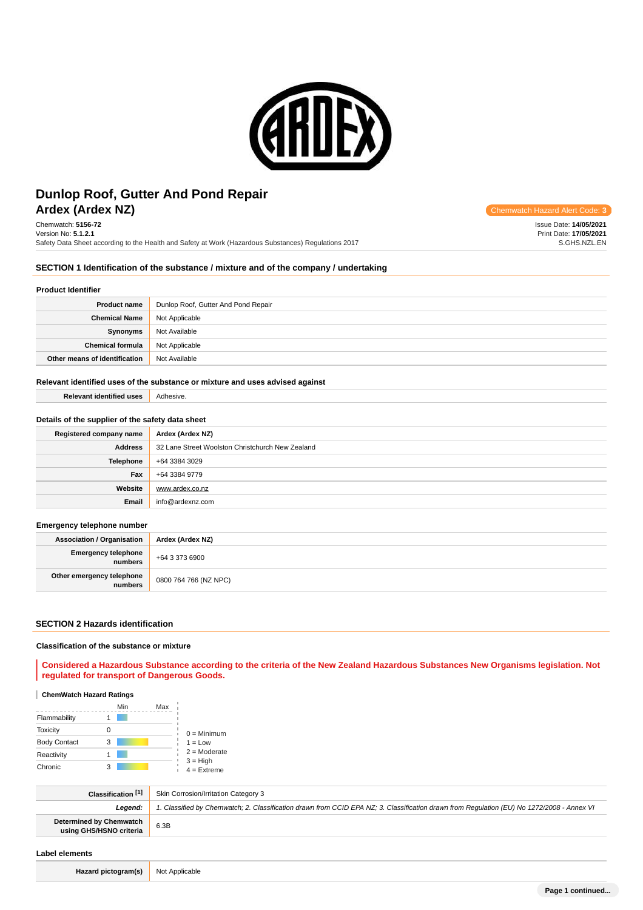# Dunlop Roof, Gutter And Pond Repair
## Ardex (Ardex NZ)

Chemwatch Hazard Alert Code: **3**

Chemwatch: **5156-72**
Version No: **5.1.2.1**
Safety Data Sheet according to the Health and Safety at Work (Hazardous Substances) Regulations 2017

Issue Date: **14/05/2021**
Print Date: **17/05/2021**
S.GHS.NZL.EN

## SECTION 1 Identification of the substance / mixture and of the company / undertaking

### Product Identifier

| | |
|---|---|
| **Product name** | Dunlop Roof, Gutter And Pond Repair |
| **Chemical Name** | Not Applicable |
| **Synonyms** | Not Available |
| **Chemical formula** | Not Applicable |
| **Other means of identification** | Not Available |

### Relevant identified uses of the substance or mixture and uses advised against

| | |
|---|---|
| **Relevant identified uses** | Adhesive. |

### Details of the supplier of the safety data sheet

| | |
|---|---|
| **Registered company name** | **Ardex (Ardex NZ)** |
| **Address** | 32 Lane Street Woolston Christchurch New Zealand |
| **Telephone** | +64 3384 3029 |
| **Fax** | +64 3384 9779 |
| **Website** | www.ardex.co.nz |
| **Email** | info@ardexnz.com |

### Emergency telephone number

| | |
|---|---|
| **Association / Organisation** | **Ardex (Ardex NZ)** |
| **Emergency telephone numbers** | +64 3 373 6900 |
| **Other emergency telephone numbers** | 0800 764 766 (NZ NPC) |

## SECTION 2 Hazards identification

### Classification of the substance or mixture

**Considered a Hazardous Substance according to the criteria of the New Zealand Hazardous Substances New Organisms legislation. Not regulated for transport of Dangerous Goods.**

#### ChemWatch Hazard Ratings

| | Min / Max |
|---|---|
| Flammability | 1 |
| Toxicity | 0 |
| Body Contact | 3 |
| Reactivity | 1 |
| Chronic | 3 |

0 = Minimum
1 = Low
2 = Moderate
3 = High
4 = Extreme

| | |
|---|---|
| **Classification [1]** | Skin Corrosion/Irritation Category 3 |
| ***Legend:*** | *1. Classified by Chemwatch; 2. Classification drawn from CCID EPA NZ; 3. Classification drawn from Regulation (EU) No 1272/2008 - Annex VI* |
| **Determined by Chemwatch using GHS/HSNO criteria** | 6.3B |

### Label elements

| | |
|---|---|
| **Hazard pictogram(s)** | Not Applicable |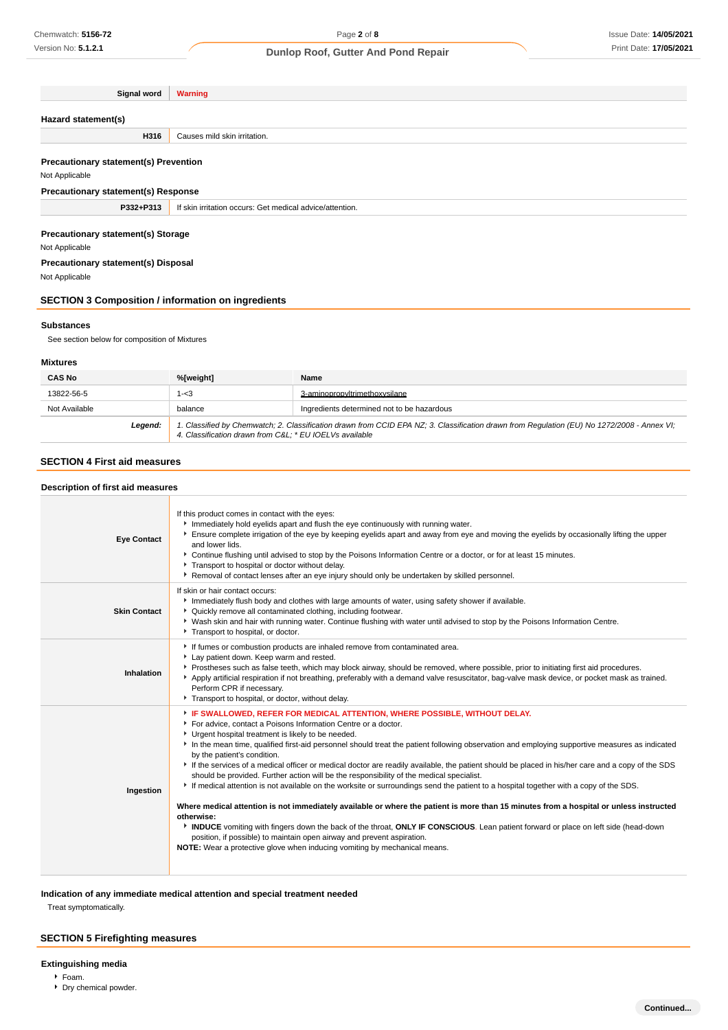| Signal word | Warning |
|---|---|

### Hazard statement(s)

| H316 | Causes mild skin irritation. |
|---|---|

### Precautionary statement(s) Prevention

Not Applicable

### Precautionary statement(s) Response

| P332+P313 | If skin irritation occurs: Get medical advice/attention. |
|---|---|

### Precautionary statement(s) Storage

Not Applicable

### Precautionary statement(s) Disposal

Not Applicable

## SECTION 3 Composition / information on ingredients

### Substances

See section below for composition of Mixtures

### Mixtures

| CAS No | %[weight] | Name |
|---|---|---|
| 13822-56-5 | 1-<3 | 3-aminopropyltrimethoxysilane |
| Not Available | balance | Ingredients determined not to be hazardous |
| ***Legend:*** | *1. Classified by Chemwatch; 2. Classification drawn from CCID EPA NZ; 3. Classification drawn from Regulation (EU) No 1272/2008 - Annex VI; 4. Classification drawn from C&L; * EU IOELVs available* | |

## SECTION 4 First aid measures

### Description of first aid measures

| | |
|---|---|
| **Eye Contact** | If this product comes in contact with the eyes:<br>▸ Immediately hold eyelids apart and flush the eye continuously with running water.<br>▸ Ensure complete irrigation of the eye by keeping eyelids apart and away from eye and moving the eyelids by occasionally lifting the upper and lower lids.<br>▸ Continue flushing until advised to stop by the Poisons Information Centre or a doctor, or for at least 15 minutes.<br>▸ Transport to hospital or doctor without delay.<br>▸ Removal of contact lenses after an eye injury should only be undertaken by skilled personnel. |
| **Skin Contact** | If skin or hair contact occurs:<br>▸ Immediately flush body and clothes with large amounts of water, using safety shower if available.<br>▸ Quickly remove all contaminated clothing, including footwear.<br>▸ Wash skin and hair with running water. Continue flushing with water until advised to stop by the Poisons Information Centre.<br>▸ Transport to hospital, or doctor. |
| **Inhalation** | ▸ If fumes or combustion products are inhaled remove from contaminated area.<br>▸ Lay patient down. Keep warm and rested.<br>▸ Prostheses such as false teeth, which may block airway, should be removed, where possible, prior to initiating first aid procedures.<br>▸ Apply artificial respiration if not breathing, preferably with a demand valve resuscitator, bag-valve mask device, or pocket mask as trained. Perform CPR if necessary.<br>▸ Transport to hospital, or doctor, without delay. |
| **Ingestion** | ▸ **IF SWALLOWED, REFER FOR MEDICAL ATTENTION, WHERE POSSIBLE, WITHOUT DELAY.**<br>▸ For advice, contact a Poisons Information Centre or a doctor.<br>▸ Urgent hospital treatment is likely to be needed.<br>▸ In the mean time, qualified first-aid personnel should treat the patient following observation and employing supportive measures as indicated by the patient's condition.<br>▸ If the services of a medical officer or medical doctor are readily available, the patient should be placed in his/her care and a copy of the SDS should be provided. Further action will be the responsibility of the medical specialist.<br>▸ If medical attention is not available on the worksite or surroundings send the patient to a hospital together with a copy of the SDS.<br><br>**Where medical attention is not immediately available or where the patient is more than 15 minutes from a hospital or unless instructed otherwise:**<br>▸ **INDUCE** vomiting with fingers down the back of the throat, **ONLY IF CONSCIOUS**. Lean patient forward or place on left side (head-down position, if possible) to maintain open airway and prevent aspiration.<br>**NOTE:** Wear a protective glove when inducing vomiting by mechanical means. |

### Indication of any immediate medical attention and special treatment needed

Treat symptomatically.

## SECTION 5 Firefighting measures

### Extinguishing media

- Foam.
- Dry chemical powder.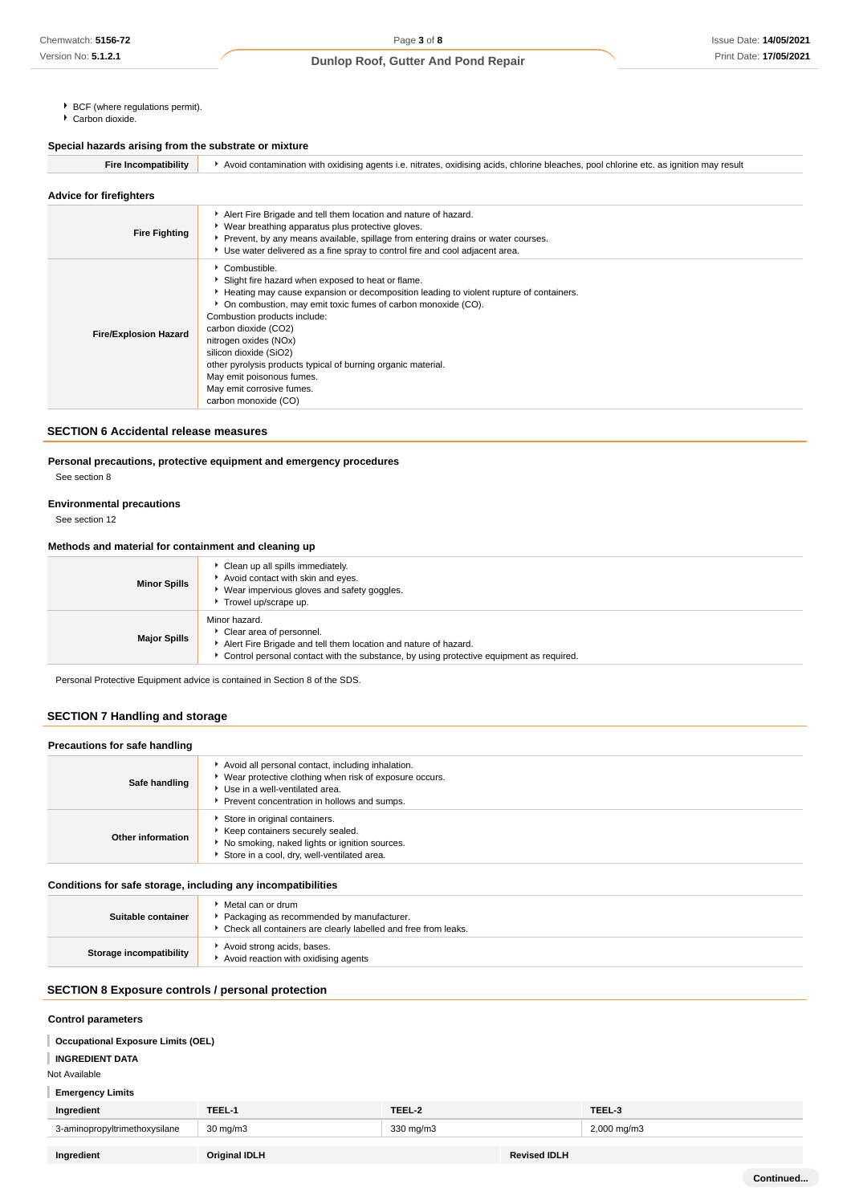- BCF (where regulations permit).
- Carbon dioxide.

### Special hazards arising from the substrate or mixture

| | |
|---|---|
| **Fire Incompatibility** | Avoid contamination with oxidising agents i.e. nitrates, oxidising acids, chlorine bleaches, pool chlorine etc. as ignition may result |

### Advice for firefighters

| | |
|---|---|
| **Fire Fighting** | Alert Fire Brigade and tell them location and nature of hazard.<br>Wear breathing apparatus plus protective gloves.<br>Prevent, by any means available, spillage from entering drains or water courses.<br>Use water delivered as a fine spray to control fire and cool adjacent area. |
| **Fire/Explosion Hazard** | Combustible.<br>Slight fire hazard when exposed to heat or flame.<br>Heating may cause expansion or decomposition leading to violent rupture of containers.<br>On combustion, may emit toxic fumes of carbon monoxide (CO).<br>Combustion products include:<br>carbon dioxide ($CO_2$)<br>nitrogen oxides ($NO_x$)<br>silicon dioxide ($SiO_2$)<br>other pyrolysis products typical of burning organic material.<br>May emit poisonous fumes.<br>May emit corrosive fumes.<br>carbon monoxide (CO) |

## SECTION 6 Accidental release measures

### Personal precautions, protective equipment and emergency procedures

See section 8

### Environmental precautions

See section 12

### Methods and material for containment and cleaning up

| | |
|---|---|
| **Minor Spills** | Clean up all spills immediately.<br>Avoid contact with skin and eyes.<br>Wear impervious gloves and safety goggles.<br>Trowel up/scrape up. |
| **Major Spills** | Minor hazard.<br>Clear area of personnel.<br>Alert Fire Brigade and tell them location and nature of hazard.<br>Control personal contact with the substance, by using protective equipment as required. |

Personal Protective Equipment advice is contained in Section 8 of the SDS.

## SECTION 7 Handling and storage

### Precautions for safe handling

| | |
|---|---|
| **Safe handling** | Avoid all personal contact, including inhalation.<br>Wear protective clothing when risk of exposure occurs.<br>Use in a well-ventilated area.<br>Prevent concentration in hollows and sumps. |
| **Other information** | Store in original containers.<br>Keep containers securely sealed.<br>No smoking, naked lights or ignition sources.<br>Store in a cool, dry, well-ventilated area. |

### Conditions for safe storage, including any incompatibilities

| | |
|---|---|
| **Suitable container** | Metal can or drum<br>Packaging as recommended by manufacturer.<br>Check all containers are clearly labelled and free from leaks. |
| **Storage incompatibility** | Avoid strong acids, bases.<br>Avoid reaction with oxidising agents |

## SECTION 8 Exposure controls / personal protection

### Control parameters

**Occupational Exposure Limits (OEL)**

**INGREDIENT DATA**

Not Available

**Emergency Limits**

| Ingredient | TEEL-1 | TEEL-2 | TEEL-3 |
|---|---|---|---|
| 3-aminopropyltrimethoxysilane | 30 mg/m3 | 330 mg/m3 | 2,000 mg/m3 |

| Ingredient | Original IDLH | Revised IDLH |
|---|---|---|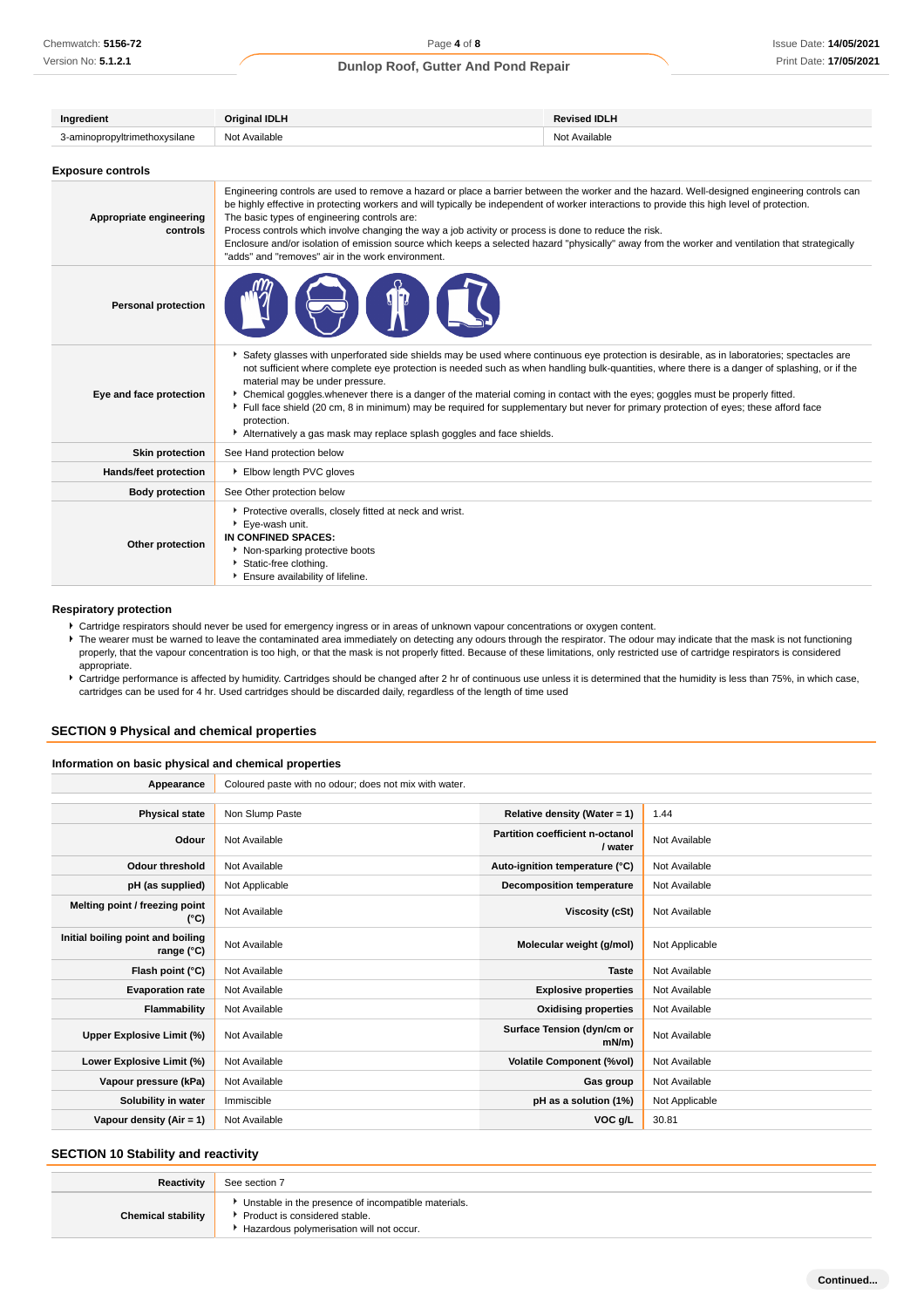| Ingredient | Original IDLH | Revised IDLH |
|---|---|---|
| 3-aminopropyltrimethoxysilane | Not Available | Not Available |

### Exposure controls

| | |
|---|---|
| **Appropriate engineering controls** | Engineering controls are used to remove a hazard or place a barrier between the worker and the hazard. Well-designed engineering controls can be highly effective in protecting workers and will typically be independent of worker interactions to provide this high level of protection. The basic types of engineering controls are: Process controls which involve changing the way a job activity or process is done to reduce the risk. Enclosure and/or isolation of emission source which keeps a selected hazard "physically" away from the worker and ventilation that strategically "adds" and "removes" air in the work environment. |
| **Personal protection** | |
| **Eye and face protection** | ▸ Safety glasses with unperforated side shields may be used where continuous eye protection is desirable, as in laboratories; spectacles are not sufficient where complete eye protection is needed such as when handling bulk-quantities, where there is a danger of splashing, or if the material may be under pressure. ▸ Chemical goggles.whenever there is a danger of the material coming in contact with the eyes; goggles must be properly fitted. ▸ Full face shield (20 cm, 8 in minimum) may be required for supplementary but never for primary protection of eyes; these afford face protection. ▸ Alternatively a gas mask may replace splash goggles and face shields. |
| **Skin protection** | See Hand protection below |
| **Hands/feet protection** | ▸ Elbow length PVC gloves |
| **Body protection** | See Other protection below |
| **Other protection** | ▸ Protective overalls, closely fitted at neck and wrist. ▸ Eye-wash unit. **IN CONFINED SPACES:** ▸ Non-sparking protective boots ▸ Static-free clothing. ▸ Ensure availability of lifeline. |

### Respiratory protection

- Cartridge respirators should never be used for emergency ingress or in areas of unknown vapour concentrations or oxygen content.
- The wearer must be warned to leave the contaminated area immediately on detecting any odours through the respirator. The odour may indicate that the mask is not functioning properly, that the vapour concentration is too high, or that the mask is not properly fitted. Because of these limitations, only restricted use of cartridge respirators is considered appropriate.
- Cartridge performance is affected by humidity. Cartridges should be changed after 2 hr of continuous use unless it is determined that the humidity is less than 75%, in which case, cartridges can be used for 4 hr. Used cartridges should be discarded daily, regardless of the length of time used

## SECTION 9 Physical and chemical properties

### Information on basic physical and chemical properties

| | | | |
|---|---|---|---|
| **Appearance** | Coloured paste with no odour; does not mix with water. | | |
| **Physical state** | Non Slump Paste | **Relative density (Water = 1)** | 1.44 |
| **Odour** | Not Available | **Partition coefficient n-octanol / water** | Not Available |
| **Odour threshold** | Not Available | **Auto-ignition temperature (°C)** | Not Available |
| **pH (as supplied)** | Not Applicable | **Decomposition temperature** | Not Available |
| **Melting point / freezing point (°C)** | Not Available | **Viscosity (cSt)** | Not Available |
| **Initial boiling point and boiling range (°C)** | Not Available | **Molecular weight (g/mol)** | Not Applicable |
| **Flash point (°C)** | Not Available | **Taste** | Not Available |
| **Evaporation rate** | Not Available | **Explosive properties** | Not Available |
| **Flammability** | Not Available | **Oxidising properties** | Not Available |
| **Upper Explosive Limit (%)** | Not Available | **Surface Tension (dyn/cm or mN/m)** | Not Available |
| **Lower Explosive Limit (%)** | Not Available | **Volatile Component (%vol)** | Not Available |
| **Vapour pressure (kPa)** | Not Available | **Gas group** | Not Available |
| **Solubility in water** | Immiscible | **pH as a solution (1%)** | Not Applicable |
| **Vapour density (Air = 1)** | Not Available | **VOC g/L** | 30.81 |

## SECTION 10 Stability and reactivity

| | |
|---|---|
| **Reactivity** | See section 7 |
| **Chemical stability** | ▸ Unstable in the presence of incompatible materials. ▸ Product is considered stable. ▸ Hazardous polymerisation will not occur. |

**Continued...**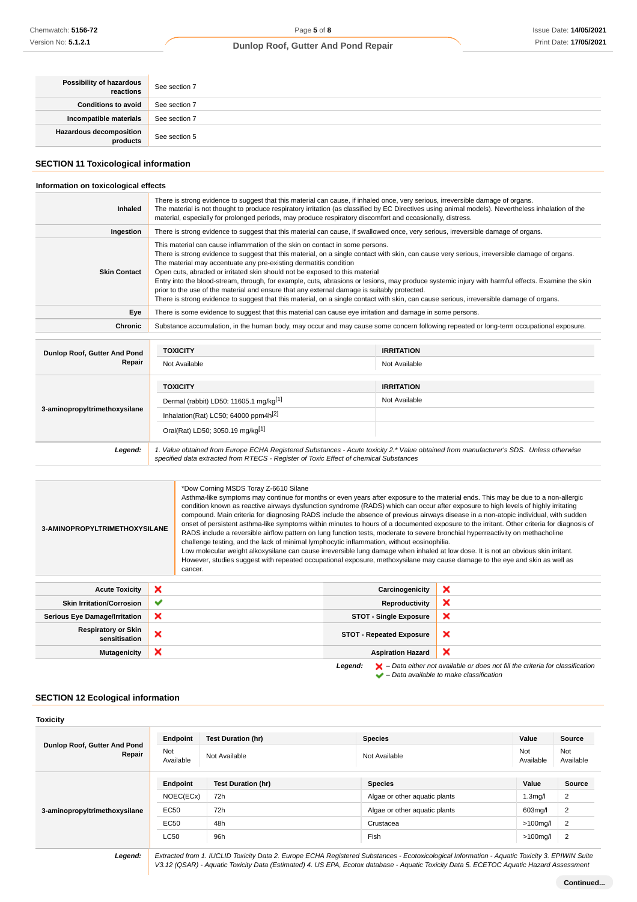| | |
|---|---|
| **Possibility of hazardous reactions** | See section 7 |
| **Conditions to avoid** | See section 7 |
| **Incompatible materials** | See section 7 |
| **Hazardous decomposition products** | See section 5 |

## SECTION 11 Toxicological information

### Information on toxicological effects

| | |
|---|---|
| **Inhaled** | There is strong evidence to suggest that this material can cause, if inhaled once, very serious, irreversible damage of organs.<br>The material is not thought to produce respiratory irritation (as classified by EC Directives using animal models). Nevertheless inhalation of the material, especially for prolonged periods, may produce respiratory discomfort and occasionally, distress. |
| **Ingestion** | There is strong evidence to suggest that this material can cause, if swallowed once, very serious, irreversible damage of organs. |
| **Skin Contact** | This material can cause inflammation of the skin on contact in some persons.<br>There is strong evidence to suggest that this material, on a single contact with skin, can cause very serious, irreversible damage of organs.<br>The material may accentuate any pre-existing dermatitis condition<br>Open cuts, abraded or irritated skin should not be exposed to this material<br>Entry into the blood-stream, through, for example, cuts, abrasions or lesions, may produce systemic injury with harmful effects. Examine the skin prior to the use of the material and ensure that any external damage is suitably protected.<br>There is strong evidence to suggest that this material, on a single contact with skin, can cause serious, irreversible damage of organs. |
| **Eye** | There is some evidence to suggest that this material can cause eye irritation and damage in some persons. |
| **Chronic** | Substance accumulation, in the human body, may occur and may cause some concern following repeated or long-term occupational exposure. |

| | TOXICITY | IRRITATION |
|---|---|---|
| **Dunlop Roof, Gutter And Pond Repair** | Not Available | Not Available |
| **3-aminopropyltrimethoxysilane** | Dermal (rabbit) LD50: 11605.1 mg/kg[1] | Not Available |
| | Inhalation(Rat) LC50; 64000 ppm4h[2] | |
| | Oral(Rat) LD50; 3050.19 mg/kg[1] | |
| ***Legend:*** | *1. Value obtained from Europe ECHA Registered Substances - Acute toxicity 2.* Value obtained from manufacturer's SDS. Unless otherwise specified data extracted from RTECS - Register of Toxic Effect of chemical Substances* | |

| | |
|---|---|
| **3-AMINOPROPYLTRIMETHOXYSILANE** | *Dow Corning MSDS Toray Z-6610 Silane<br>Asthma-like symptoms may continue for months or even years after exposure to the material ends. This may be due to a non-allergic condition known as reactive airways dysfunction syndrome (RADS) which can occur after exposure to high levels of highly irritating compound. Main criteria for diagnosing RADS include the absence of previous airways disease in a non-atopic individual, with sudden onset of persistent asthma-like symptoms within minutes to hours of a documented exposure to the irritant. Other criteria for diagnosis of RADS include a reversible airflow pattern on lung function tests, moderate to severe bronchial hyperreactivity on methacholine challenge testing, and the lack of minimal lymphocytic inflammation, without eosinophilia.<br>Low molecular weight alkoxysilane can cause irreversible lung damage when inhaled at low dose. It is not an obvious skin irritant. However, studies suggest with repeated occupational exposure, methoxysilane may cause damage to the eye and skin as well as cancer. |

| | | | |
|---|---|---|---|
| **Acute Toxicity** | ✘ | **Carcinogenicity** | ✘ |
| **Skin Irritation/Corrosion** | ✔ | **Reproductivity** | ✘ |
| **Serious Eye Damage/Irritation** | ✘ | **STOT - Single Exposure** | ✘ |
| **Respiratory or Skin sensitisation** | ✘ | **STOT - Repeated Exposure** | ✘ |
| **Mutagenicity** | ✘ | **Aspiration Hazard** | ✘ |

***Legend:*** ✘ *– Data either not available or does not fill the criteria for classification*
✔ *– Data available to make classification*

## SECTION 12 Ecological information

### Toxicity

| | Endpoint | Test Duration (hr) | Species | Value | Source |
|---|---|---|---|---|---|
| **Dunlop Roof, Gutter And Pond Repair** | Not Available | Not Available | Not Available | Not Available | Not Available |
| **3-aminopropyltrimethoxysilane** | NOEC(ECx) | 72h | Algae or other aquatic plants | 1.3mg/l | 2 |
| | EC50 | 72h | Algae or other aquatic plants | 603mg/l | 2 |
| | EC50 | 48h | Crustacea | >100mg/l | 2 |
| | LC50 | 96h | Fish | >100mg/l | 2 |
| ***Legend:*** | *Extracted from 1. IUCLID Toxicity Data 2. Europe ECHA Registered Substances - Ecotoxicological Information - Aquatic Toxicity 3. EPIWIN Suite V3.12 (QSAR) - Aquatic Toxicity Data (Estimated) 4. US EPA, Ecotox database - Aquatic Toxicity Data 5. ECETOC Aquatic Hazard Assessment* | | | | |

**Continued...**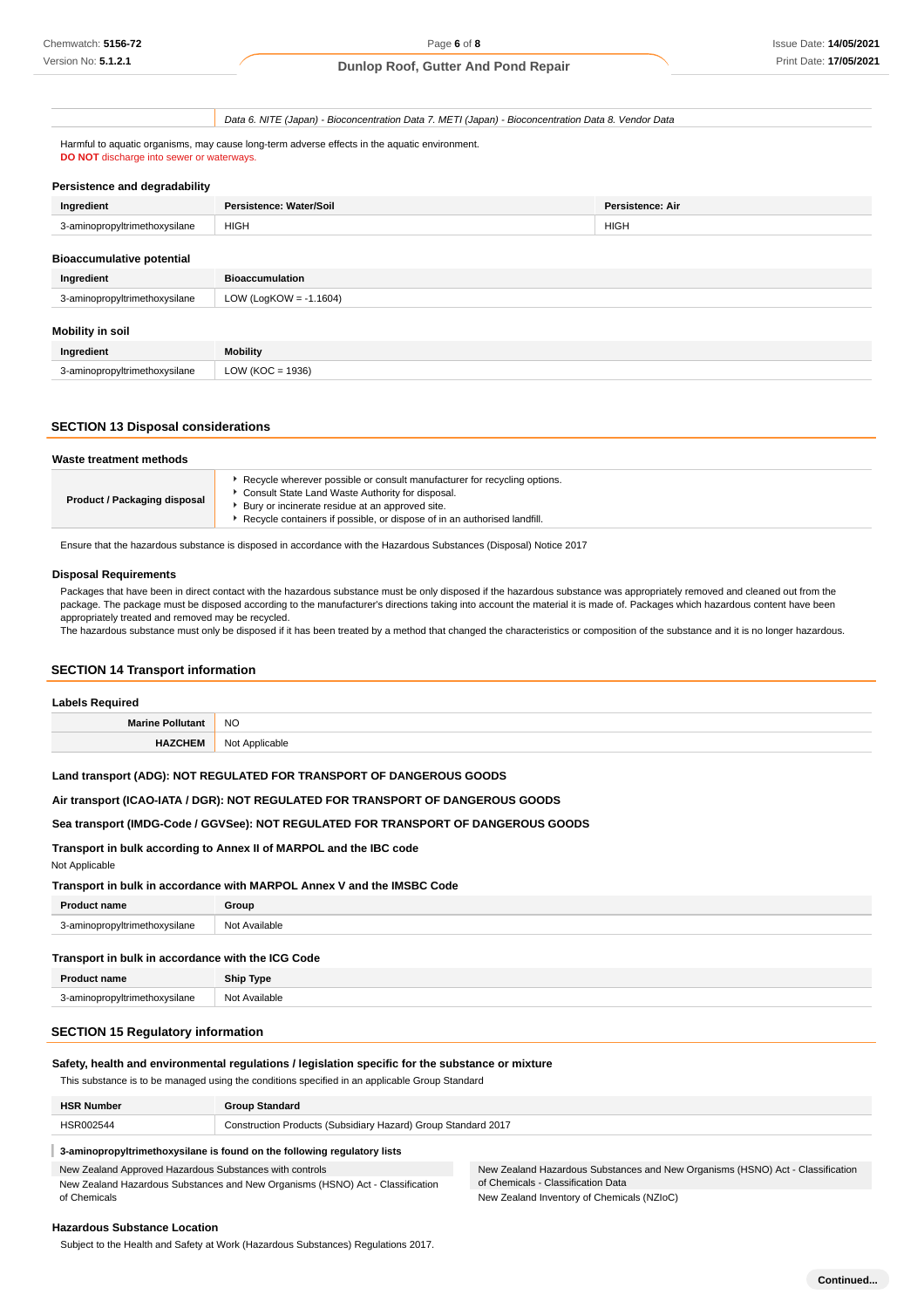| | Data 6. NITE (Japan) - Bioconcentration Data 7. METI (Japan) - Bioconcentration Data 8. Vendor Data |
|---|---|

Harmful to aquatic organisms, may cause long-term adverse effects in the aquatic environment.
**DO NOT** discharge into sewer or waterways.

### Persistence and degradability

| Ingredient | Persistence: Water/Soil | Persistence: Air |
|---|---|---|
| 3-aminopropyltrimethoxysilane | HIGH | HIGH |

### Bioaccumulative potential

| Ingredient | Bioaccumulation |
|---|---|
| 3-aminopropyltrimethoxysilane | LOW (LogKOW = -1.1604) |

### Mobility in soil

| Ingredient | Mobility |
|---|---|
| 3-aminopropyltrimethoxysilane | LOW (KOC = 1936) |

## SECTION 13 Disposal considerations

### Waste treatment methods

| | |
|---|---|
| **Product / Packaging disposal** | ‣ Recycle wherever possible or consult manufacturer for recycling options.<br>‣ Consult State Land Waste Authority for disposal.<br>‣ Bury or incinerate residue at an approved site.<br>‣ Recycle containers if possible, or dispose of in an authorised landfill. |

Ensure that the hazardous substance is disposed in accordance with the Hazardous Substances (Disposal) Notice 2017

#### Disposal Requirements

Packages that have been in direct contact with the hazardous substance must be only disposed if the hazardous substance was appropriately removed and cleaned out from the package. The package must be disposed according to the manufacturer's directions taking into account the material it is made of. Packages which hazardous content have been appropriately treated and removed may be recycled.
The hazardous substance must only be disposed if it has been treated by a method that changed the characteristics or composition of the substance and it is no longer hazardous.

## SECTION 14 Transport information

### Labels Required

| | |
|---|---|
| **Marine Pollutant** | NO |
| **HAZCHEM** | Not Applicable |

**Land transport (ADG): NOT REGULATED FOR TRANSPORT OF DANGEROUS GOODS**

**Air transport (ICAO-IATA / DGR): NOT REGULATED FOR TRANSPORT OF DANGEROUS GOODS**

**Sea transport (IMDG-Code / GGVSee): NOT REGULATED FOR TRANSPORT OF DANGEROUS GOODS**

**Transport in bulk according to Annex II of MARPOL and the IBC code**

Not Applicable

**Transport in bulk in accordance with MARPOL Annex V and the IMSBC Code**

| Product name | Group |
|---|---|
| 3-aminopropyltrimethoxysilane | Not Available |

**Transport in bulk in accordance with the ICG Code**

| Product name | Ship Type |
|---|---|
| 3-aminopropyltrimethoxysilane | Not Available |

## SECTION 15 Regulatory information

### Safety, health and environmental regulations / legislation specific for the substance or mixture

This substance is to be managed using the conditions specified in an applicable Group Standard

| HSR Number | Group Standard |
|---|---|
| HSR002544 | Construction Products (Subsidiary Hazard) Group Standard 2017 |

**3-aminopropyltrimethoxysilane is found on the following regulatory lists**

| | |
|---|---|
| New Zealand Approved Hazardous Substances with controls | New Zealand Hazardous Substances and New Organisms (HSNO) Act - Classification of Chemicals - Classification Data |
| New Zealand Hazardous Substances and New Organisms (HSNO) Act - Classification of Chemicals | New Zealand Inventory of Chemicals (NZIoC) |

### Hazardous Substance Location

Subject to the Health and Safety at Work (Hazardous Substances) Regulations 2017.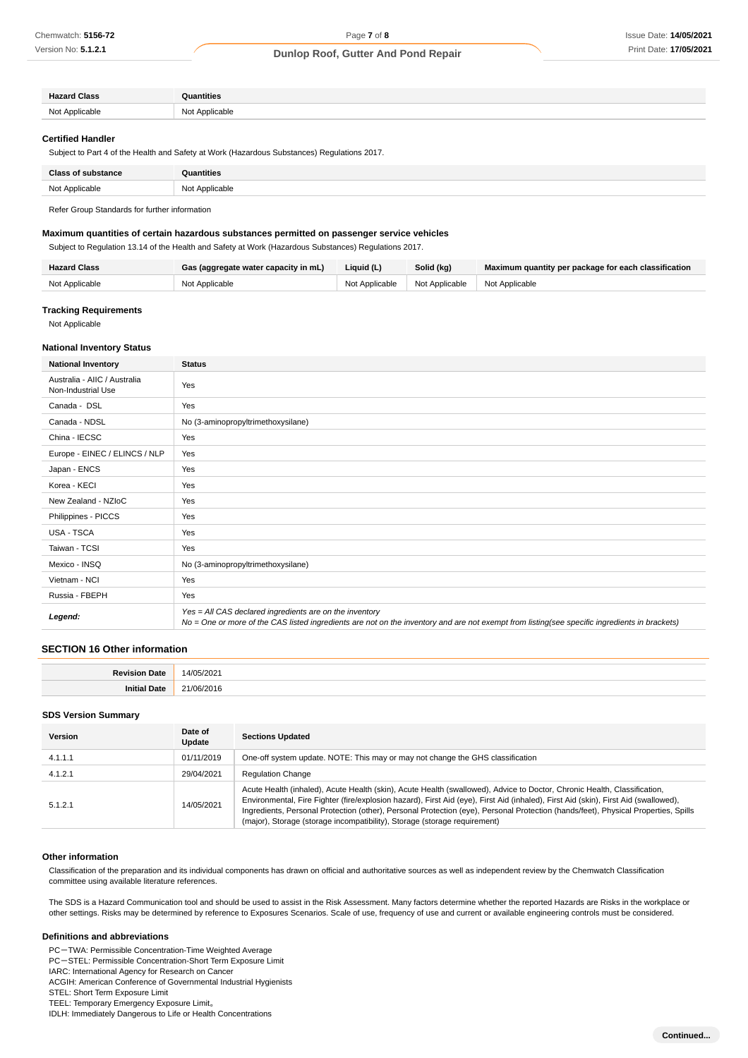| Hazard Class | Quantities |
| --- | --- |
| Not Applicable | Not Applicable |

### Certified Handler

Subject to Part 4 of the Health and Safety at Work (Hazardous Substances) Regulations 2017.

| Class of substance | Quantities |
| --- | --- |
| Not Applicable | Not Applicable |

Refer Group Standards for further information

### Maximum quantities of certain hazardous substances permitted on passenger service vehicles

Subject to Regulation 13.14 of the Health and Safety at Work (Hazardous Substances) Regulations 2017.

| Hazard Class | Gas (aggregate water capacity in mL) | Liquid (L) | Solid (kg) | Maximum quantity per package for each classification |
| --- | --- | --- | --- | --- |
| Not Applicable | Not Applicable | Not Applicable | Not Applicable | Not Applicable |

### Tracking Requirements

Not Applicable

### National Inventory Status

| National Inventory | Status |
| --- | --- |
| Australia - AIIC / Australia Non-Industrial Use | Yes |
| Canada - DSL | Yes |
| Canada - NDSL | No (3-aminopropyltrimethoxysilane) |
| China - IECSC | Yes |
| Europe - EINEC / ELINCS / NLP | Yes |
| Japan - ENCS | Yes |
| Korea - KECI | Yes |
| New Zealand - NZIoC | Yes |
| Philippines - PICCS | Yes |
| USA - TSCA | Yes |
| Taiwan - TCSI | Yes |
| Mexico - INSQ | No (3-aminopropyltrimethoxysilane) |
| Vietnam - NCI | Yes |
| Russia - FBEPH | Yes |
| ***Legend:*** | *Yes = All CAS declared ingredients are on the inventory*<br>*No = One or more of the CAS listed ingredients are not on the inventory and are not exempt from listing(see specific ingredients in brackets)* |

## SECTION 16 Other information

| | |
| --- | --- |
| **Revision Date** | 14/05/2021 |
| **Initial Date** | 21/06/2016 |

### SDS Version Summary

| Version | Date of Update | Sections Updated |
| --- | --- | --- |
| 4.1.1.1 | 01/11/2019 | One-off system update. NOTE: This may or may not change the GHS classification |
| 4.1.2.1 | 29/04/2021 | Regulation Change |
| 5.1.2.1 | 14/05/2021 | Acute Health (inhaled), Acute Health (skin), Acute Health (swallowed), Advice to Doctor, Chronic Health, Classification, Environmental, Fire Fighter (fire/explosion hazard), First Aid (eye), First Aid (inhaled), First Aid (skin), First Aid (swallowed), Ingredients, Personal Protection (other), Personal Protection (eye), Personal Protection (hands/feet), Physical Properties, Spills (major), Storage (storage incompatibility), Storage (storage requirement) |

### Other information

Classification of the preparation and its individual components has drawn on official and authoritative sources as well as independent review by the Chemwatch Classification committee using available literature references.

The SDS is a Hazard Communication tool and should be used to assist in the Risk Assessment. Many factors determine whether the reported Hazards are Risks in the workplace or other settings. Risks may be determined by reference to Exposures Scenarios. Scale of use, frequency of use and current or available engineering controls must be considered.

### Definitions and abbreviations

PC－TWA: Permissible Concentration-Time Weighted Average
PC－STEL: Permissible Concentration-Short Term Exposure Limit
IARC: International Agency for Research on Cancer
ACGIH: American Conference of Governmental Industrial Hygienists
STEL: Short Term Exposure Limit
TEEL: Temporary Emergency Exposure Limit。
IDLH: Immediately Dangerous to Life or Health Concentrations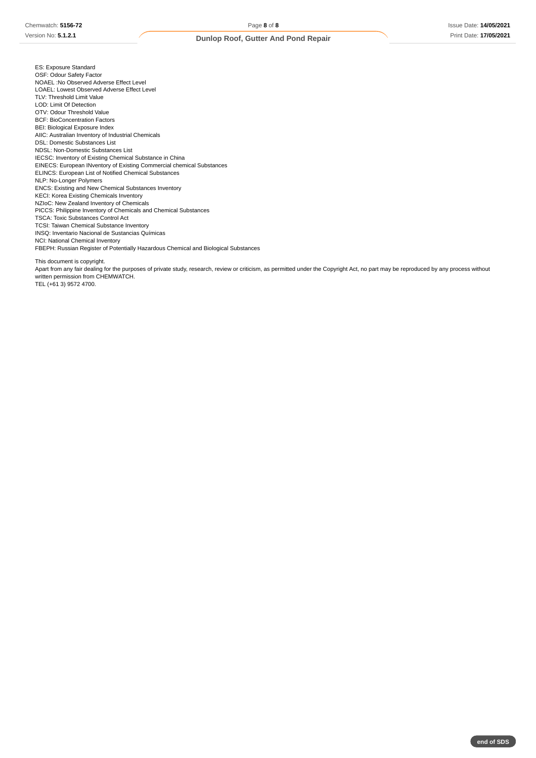ES: Exposure Standard
OSF: Odour Safety Factor
NOAEL :No Observed Adverse Effect Level
LOAEL: Lowest Observed Adverse Effect Level
TLV: Threshold Limit Value
LOD: Limit Of Detection
OTV: Odour Threshold Value
BCF: BioConcentration Factors
BEI: Biological Exposure Index
AIIC: Australian Inventory of Industrial Chemicals
DSL: Domestic Substances List
NDSL: Non-Domestic Substances List
IECSC: Inventory of Existing Chemical Substance in China
EINECS: European INventory of Existing Commercial chemical Substances
ELINCS: European List of Notified Chemical Substances
NLP: No-Longer Polymers
ENCS: Existing and New Chemical Substances Inventory
KECI: Korea Existing Chemicals Inventory
NZIoC: New Zealand Inventory of Chemicals
PICCS: Philippine Inventory of Chemicals and Chemical Substances
TSCA: Toxic Substances Control Act
TCSI: Taiwan Chemical Substance Inventory
INSQ: Inventario Nacional de Sustancias Químicas
NCI: National Chemical Inventory
FBEPH: Russian Register of Potentially Hazardous Chemical and Biological Substances

This document is copyright.
Apart from any fair dealing for the purposes of private study, research, review or criticism, as permitted under the Copyright Act, no part may be reproduced by any process without written permission from CHEMWATCH.
TEL (+61 3) 9572 4700.

end of SDS